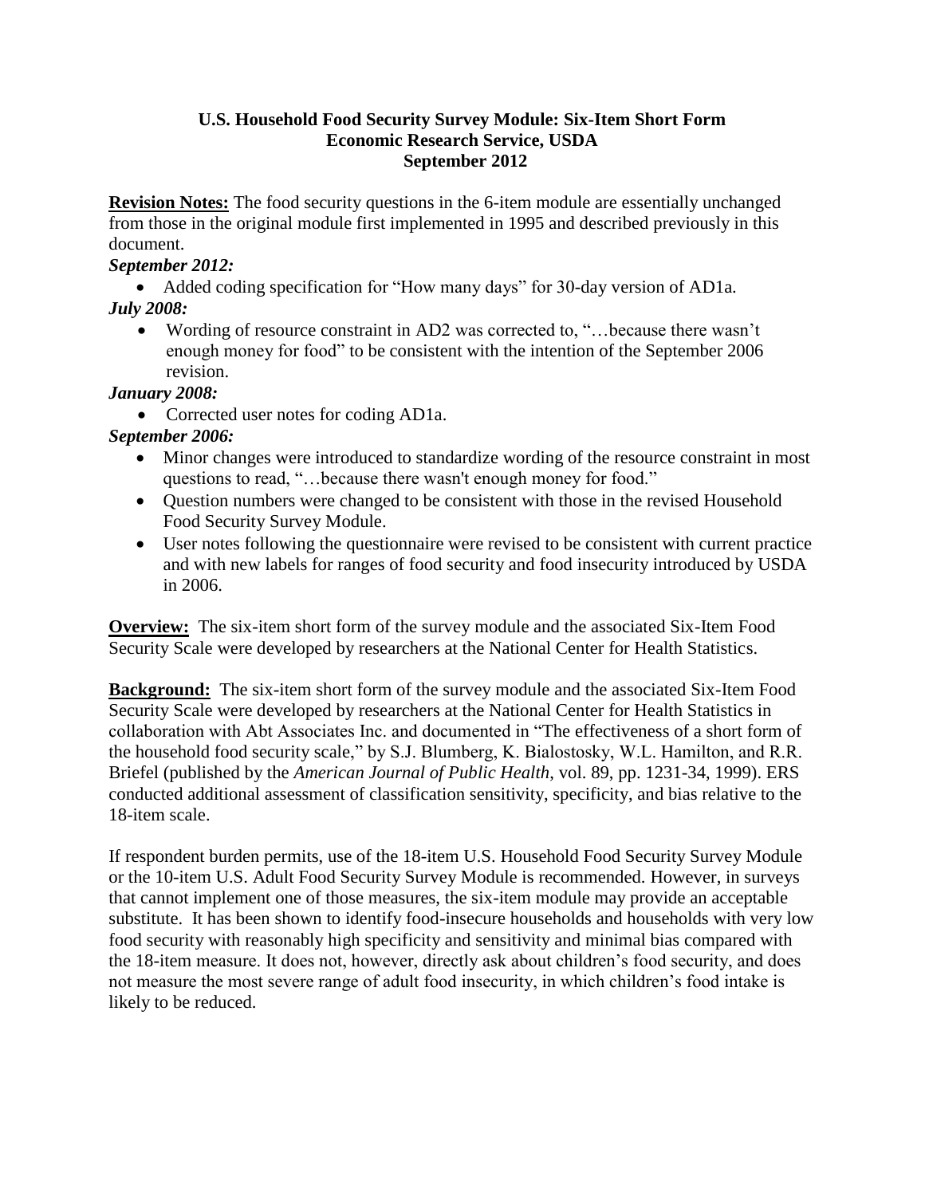# U.S. Household Food Security Survey Module: Six-Item Short Form
## Economic Research Service, USDA
## September 2012

**Revision Notes:** The food security questions in the 6-item module are essentially unchanged from those in the original module first implemented in 1995 and described previously in this document.

***September 2012:***

- Added coding specification for "How many days" for 30-day version of AD1a.

***July 2008:***

- Wording of resource constraint in AD2 was corrected to, "…because there wasn't enough money for food" to be consistent with the intention of the September 2006 revision.

***January 2008:***

- Corrected user notes for coding AD1a.

***September 2006:***

- Minor changes were introduced to standardize wording of the resource constraint in most questions to read, "…because there wasn't enough money for food."
- Question numbers were changed to be consistent with those in the revised Household Food Security Survey Module.
- User notes following the questionnaire were revised to be consistent with current practice and with new labels for ranges of food security and food insecurity introduced by USDA in 2006.

**Overview:** The six-item short form of the survey module and the associated Six-Item Food Security Scale were developed by researchers at the National Center for Health Statistics.

**Background:** The six-item short form of the survey module and the associated Six-Item Food Security Scale were developed by researchers at the National Center for Health Statistics in collaboration with Abt Associates Inc. and documented in "The effectiveness of a short form of the household food security scale," by S.J. Blumberg, K. Bialostosky, W.L. Hamilton, and R.R. Briefel (published by the *American Journal of Public Health*, vol. 89, pp. 1231-34, 1999). ERS conducted additional assessment of classification sensitivity, specificity, and bias relative to the 18-item scale.

If respondent burden permits, use of the 18-item U.S. Household Food Security Survey Module or the 10-item U.S. Adult Food Security Survey Module is recommended. However, in surveys that cannot implement one of those measures, the six-item module may provide an acceptable substitute. It has been shown to identify food-insecure households and households with very low food security with reasonably high specificity and sensitivity and minimal bias compared with the 18-item measure. It does not, however, directly ask about children's food security, and does not measure the most severe range of adult food insecurity, in which children's food intake is likely to be reduced.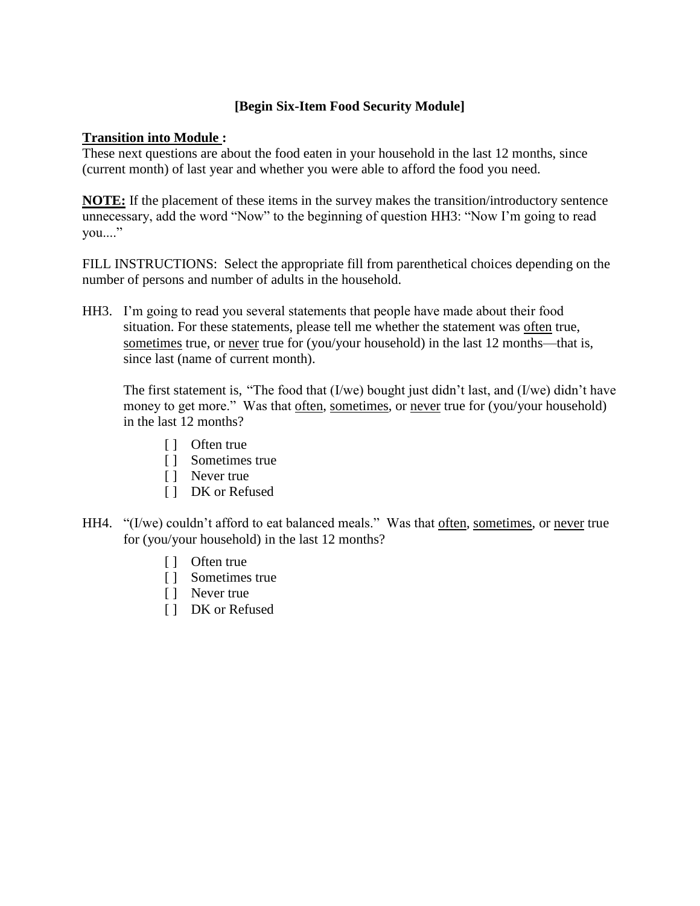**[Begin Six-Item Food Security Module]**

**Transition into Module :**
These next questions are about the food eaten in your household in the last 12 months, since (current month) of last year and whether you were able to afford the food you need.

**NOTE:** If the placement of these items in the survey makes the transition/introductory sentence unnecessary, add the word "Now" to the beginning of question HH3: "Now I'm going to read you...."

FILL INSTRUCTIONS: Select the appropriate fill from parenthetical choices depending on the number of persons and number of adults in the household.

HH3. I'm going to read you several statements that people have made about their food situation. For these statements, please tell me whether the statement was often true, sometimes true, or never true for (you/your household) in the last 12 months—that is, since last (name of current month).

The first statement is, "The food that (I/we) bought just didn't last, and (I/we) didn't have money to get more." Was that often, sometimes, or never true for (you/your household) in the last 12 months?

- [ ] Often true
- [ ] Sometimes true
- [ ] Never true
- [ ] DK or Refused

HH4. "(I/we) couldn't afford to eat balanced meals." Was that often, sometimes, or never true for (you/your household) in the last 12 months?

- [ ] Often true
- [ ] Sometimes true
- [ ] Never true
- [ ] DK or Refused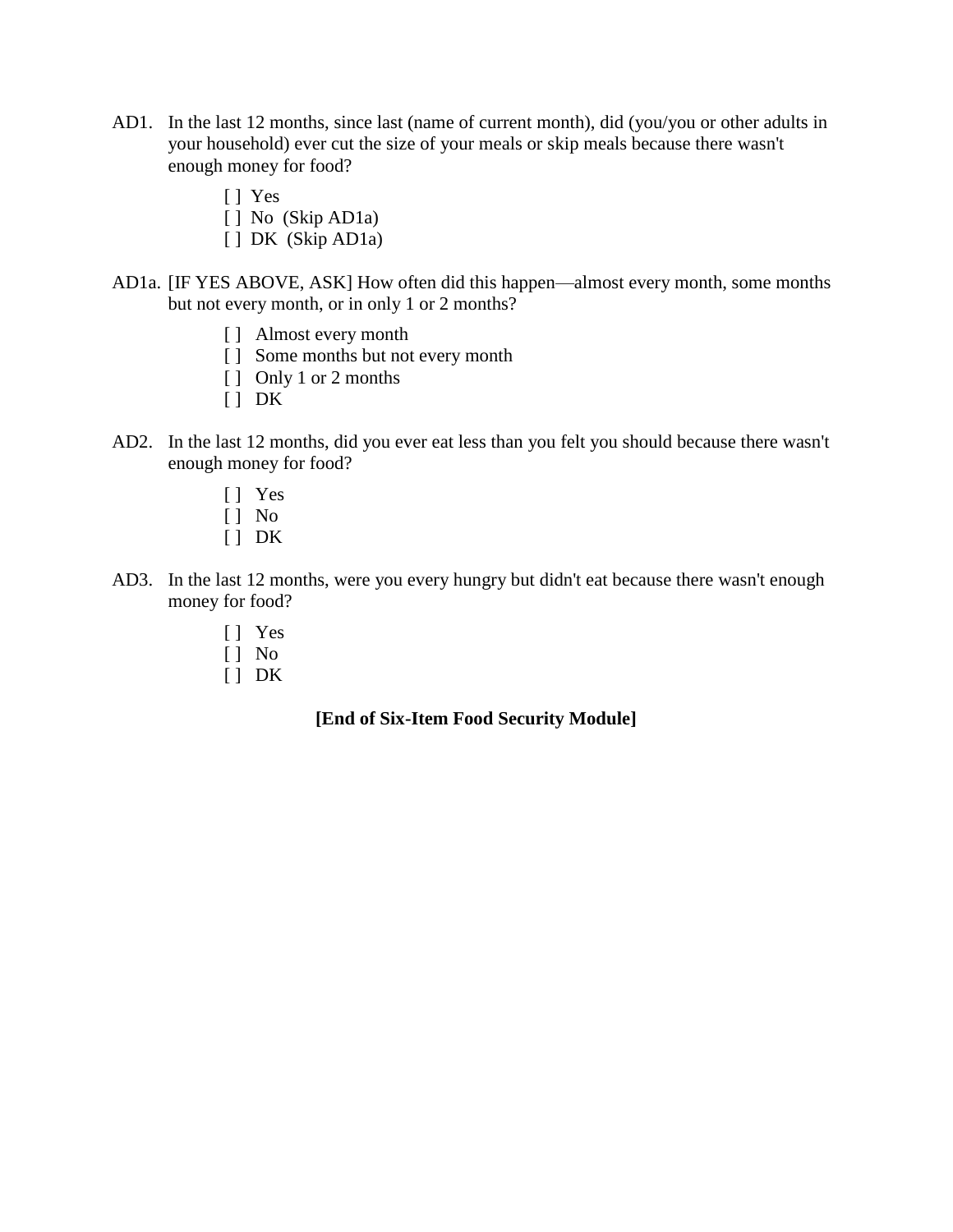AD1. In the last 12 months, since last (name of current month), did (you/you or other adults in your household) ever cut the size of your meals or skip meals because there wasn't enough money for food?

- [ ] Yes
- [ ] No (Skip AD1a)
- [ ] DK (Skip AD1a)

AD1a. [IF YES ABOVE, ASK] How often did this happen—almost every month, some months but not every month, or in only 1 or 2 months?

- [ ] Almost every month
- [ ] Some months but not every month
- [ ] Only 1 or 2 months
- [ ] DK

AD2. In the last 12 months, did you ever eat less than you felt you should because there wasn't enough money for food?

- [ ] Yes
- [ ] No
- [ ] DK

AD3. In the last 12 months, were you every hungry but didn't eat because there wasn't enough money for food?

- [ ] Yes
- [ ] No
- [ ] DK

**[End of Six-Item Food Security Module]**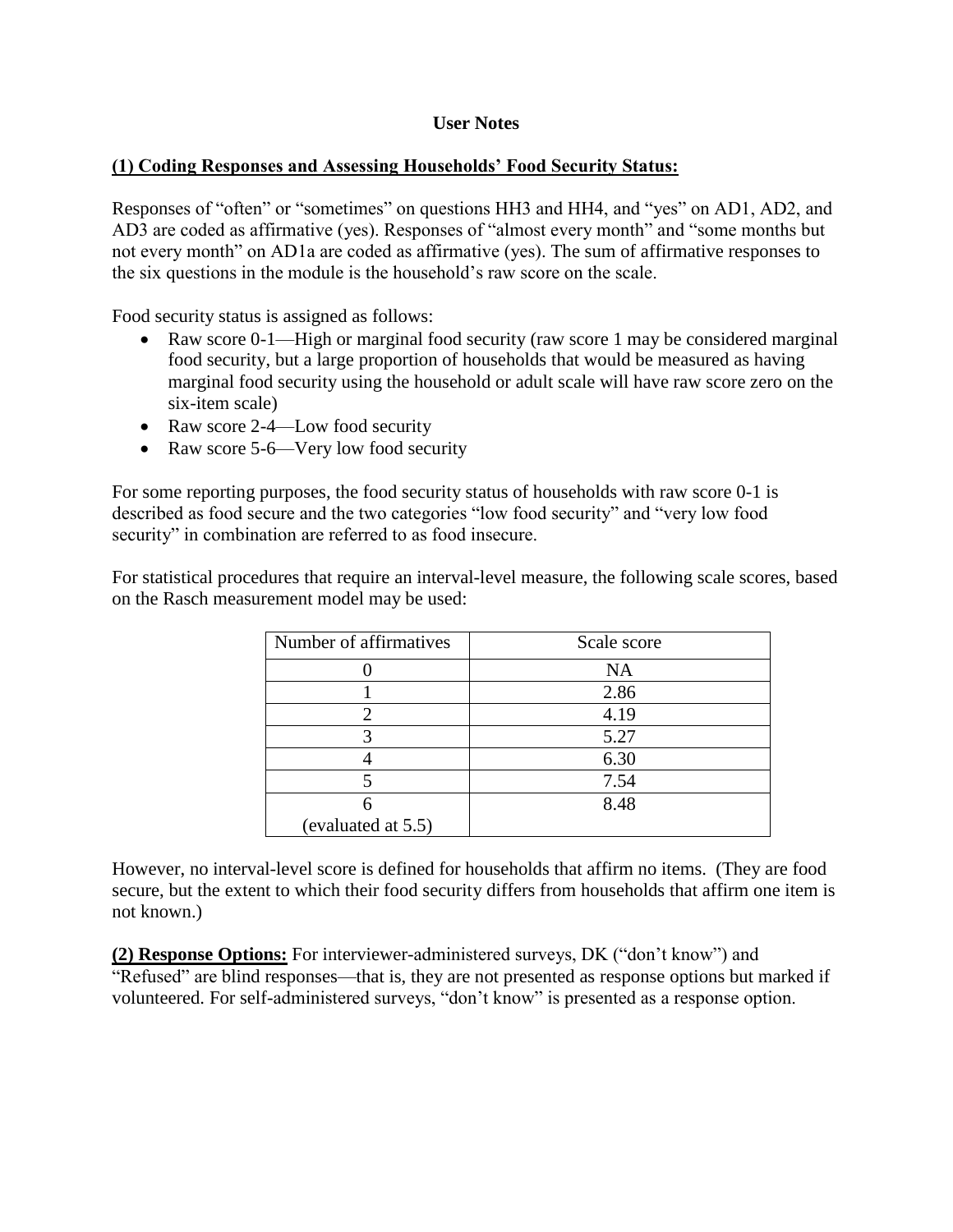# User Notes

**(1) Coding Responses and Assessing Households' Food Security Status:**

Responses of "often" or "sometimes" on questions HH3 and HH4, and "yes" on AD1, AD2, and AD3 are coded as affirmative (yes). Responses of "almost every month" and "some months but not every month" on AD1a are coded as affirmative (yes). The sum of affirmative responses to the six questions in the module is the household's raw score on the scale.

Food security status is assigned as follows:

- Raw score 0-1—High or marginal food security (raw score 1 may be considered marginal food security, but a large proportion of households that would be measured as having marginal food security using the household or adult scale will have raw score zero on the six-item scale)
- Raw score 2-4—Low food security
- Raw score 5-6—Very low food security

For some reporting purposes, the food security status of households with raw score 0-1 is described as food secure and the two categories "low food security" and "very low food security" in combination are referred to as food insecure.

For statistical procedures that require an interval-level measure, the following scale scores, based on the Rasch measurement model may be used:

| Number of affirmatives | Scale score |
| --- | --- |
| 0 | NA |
| 1 | 2.86 |
| 2 | 4.19 |
| 3 | 5.27 |
| 4 | 6.30 |
| 5 | 7.54 |
| 6 (evaluated at 5.5) | 8.48 |

However, no interval-level score is defined for households that affirm no items. (They are food secure, but the extent to which their food security differs from households that affirm one item is not known.)

**(2) Response Options:** For interviewer-administered surveys, DK ("don't know") and "Refused" are blind responses—that is, they are not presented as response options but marked if volunteered. For self-administered surveys, "don't know" is presented as a response option.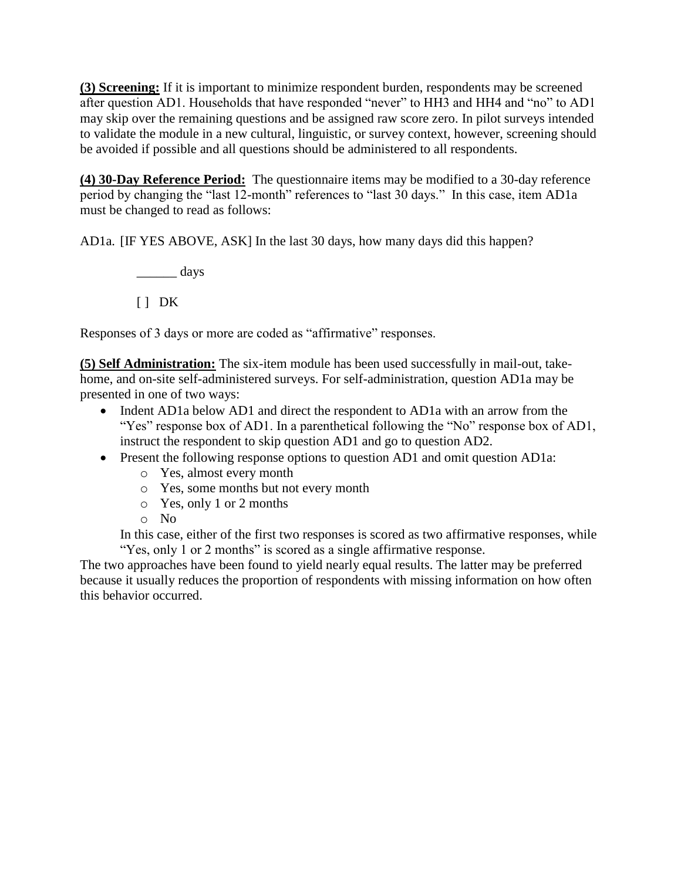**(3) Screening:** If it is important to minimize respondent burden, respondents may be screened after question AD1. Households that have responded "never" to HH3 and HH4 and "no" to AD1 may skip over the remaining questions and be assigned raw score zero. In pilot surveys intended to validate the module in a new cultural, linguistic, or survey context, however, screening should be avoided if possible and all questions should be administered to all respondents.

**(4) 30-Day Reference Period:** The questionnaire items may be modified to a 30-day reference period by changing the "last 12-month" references to "last 30 days." In this case, item AD1a must be changed to read as follows:

AD1a. [IF YES ABOVE, ASK] In the last 30 days, how many days did this happen?

______ days

[ ] DK

Responses of 3 days or more are coded as "affirmative" responses.

**(5) Self Administration:** The six-item module has been used successfully in mail-out, take-home, and on-site self-administered surveys. For self-administration, question AD1a may be presented in one of two ways:

- Indent AD1a below AD1 and direct the respondent to AD1a with an arrow from the "Yes" response box of AD1. In a parenthetical following the "No" response box of AD1, instruct the respondent to skip question AD1 and go to question AD2.
- Present the following response options to question AD1 and omit question AD1a:
    - Yes, almost every month
    - Yes, some months but not every month
    - Yes, only 1 or 2 months
    - No

  In this case, either of the first two responses is scored as two affirmative responses, while "Yes, only 1 or 2 months" is scored as a single affirmative response.

The two approaches have been found to yield nearly equal results. The latter may be preferred because it usually reduces the proportion of respondents with missing information on how often this behavior occurred.